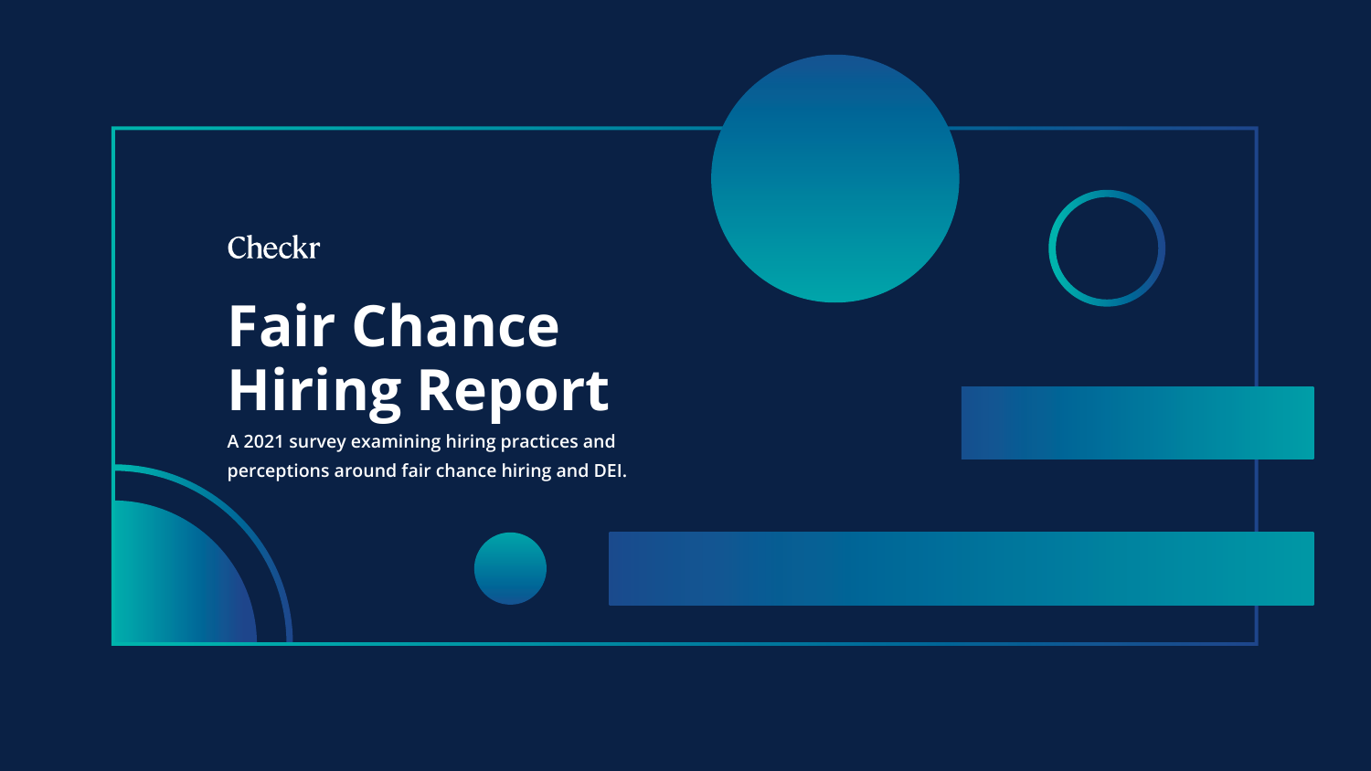Checkr

# Fair Chance Hiring Report

**A 2021 survey examining hiring practices and perceptions around fair chance hiring and DEI.**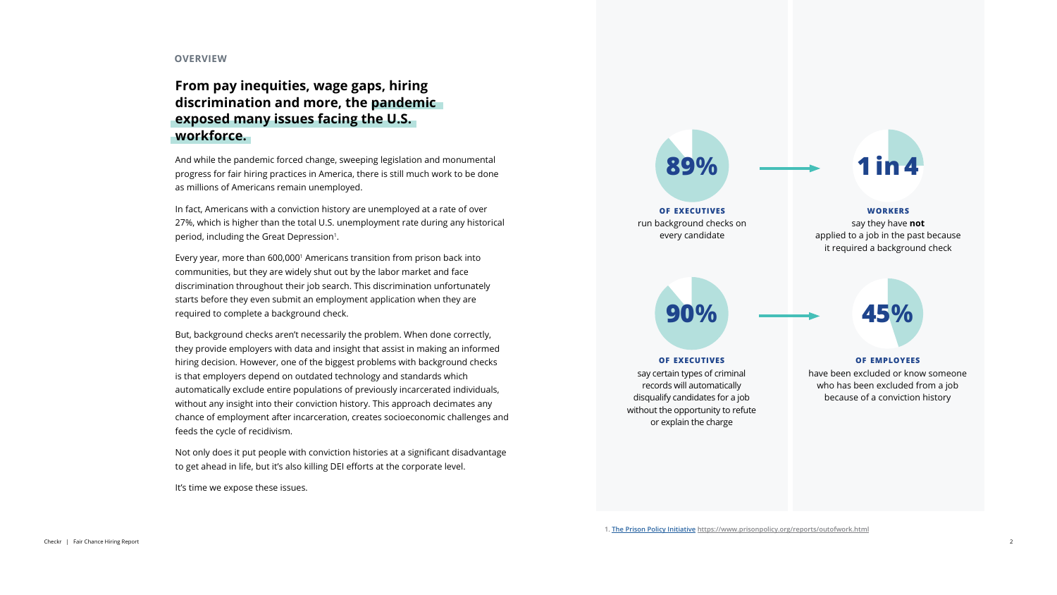OVERVIEW

## From pay inequities, wage gaps, hiring discrimination and more, the pandemic exposed many issues facing the U.S. workforce.

And while the pandemic forced change, sweeping legislation and monumental progress for fair hiring practices in America, there is still much work to be done as millions of Americans remain unemployed.

In fact, Americans with a conviction history are unemployed at a rate of over 27%, which is higher than the total U.S. unemployment rate during any historical period, including the Great Depression[1].

Every year, more than 600,000[1] Americans transition from prison back into communities, but they are widely shut out by the labor market and face discrimination throughout their job search. This discrimination unfortunately starts before they even submit an employment application when they are required to complete a background check.

But, background checks aren't necessarily the problem. When done correctly, they provide employers with data and insight that assist in making an informed hiring decision. However, one of the biggest problems with background checks is that employers depend on outdated technology and standards which automatically exclude entire populations of previously incarcerated individuals, without any insight into their conviction history. This approach decimates any chance of employment after incarceration, creates socioeconomic challenges and feeds the cycle of recidivism.

Not only does it put people with conviction histories at a significant disadvantage to get ahead in life, but it's also killing DEI efforts at the corporate level.

It's time we expose these issues.

**89%**

**OF EXECUTIVES**
run background checks on every candidate

**1 in 4**

**WORKERS**
say they have **not** applied to a job in the past because it required a background check

**90%**

**OF EXECUTIVES**
say certain types of criminal records will automatically disqualify candidates for a job without the opportunity to refute or explain the charge

**45%**

**OF EMPLOYEES**
have been excluded or know someone who has been excluded from a job because of a conviction history

1. The Prison Policy Initiative https://www.prisonpolicy.org/reports/outofwork.html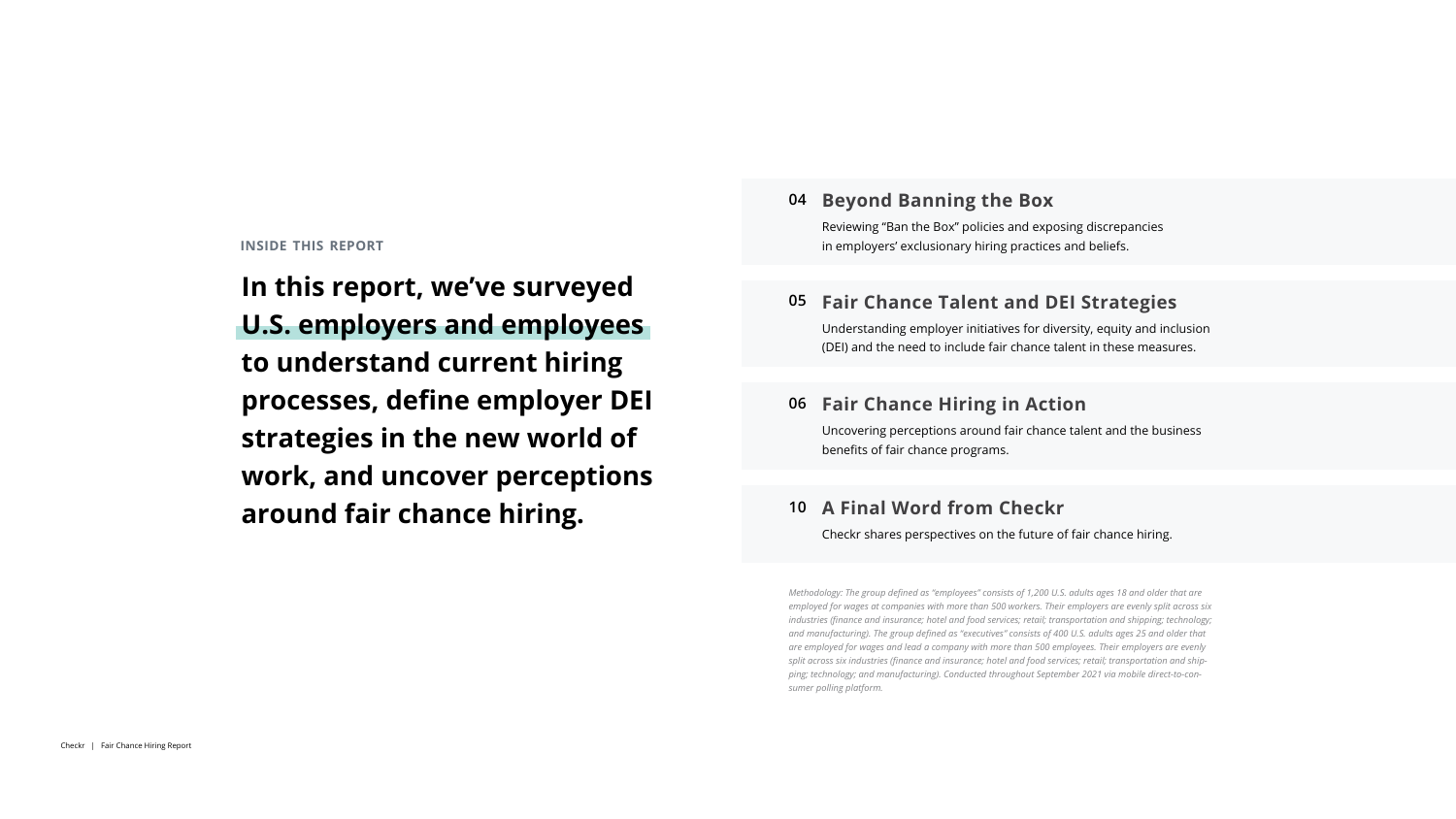INSIDE THIS REPORT

## In this report, we've surveyed U.S. employers and employees to understand current hiring processes, define employer DEI strategies in the new world of work, and uncover perceptions around fair chance hiring.

**04 Beyond Banning the Box**

Reviewing "Ban the Box" policies and exposing discrepancies in employers' exclusionary hiring practices and beliefs.

**05 Fair Chance Talent and DEI Strategies**

Understanding employer initiatives for diversity, equity and inclusion (DEI) and the need to include fair chance talent in these measures.

**06 Fair Chance Hiring in Action**

Uncovering perceptions around fair chance talent and the business benefits of fair chance programs.

**10 A Final Word from Checkr**

Checkr shares perspectives on the future of fair chance hiring.

*Methodology: The group defined as "employees" consists of 1,200 U.S. adults ages 18 and older that are employed for wages at companies with more than 500 workers. Their employers are evenly split across six industries (finance and insurance; hotel and food services; retail; transportation and shipping; technology; and manufacturing). The group defined as "executives" consists of 400 U.S. adults ages 25 and older that are employed for wages and lead a company with more than 500 employees. Their employers are evenly split across six industries (finance and insurance; hotel and food services; retail; transportation and shipping; technology; and manufacturing). Conducted throughout September 2021 via mobile direct-to-consumer polling platform.*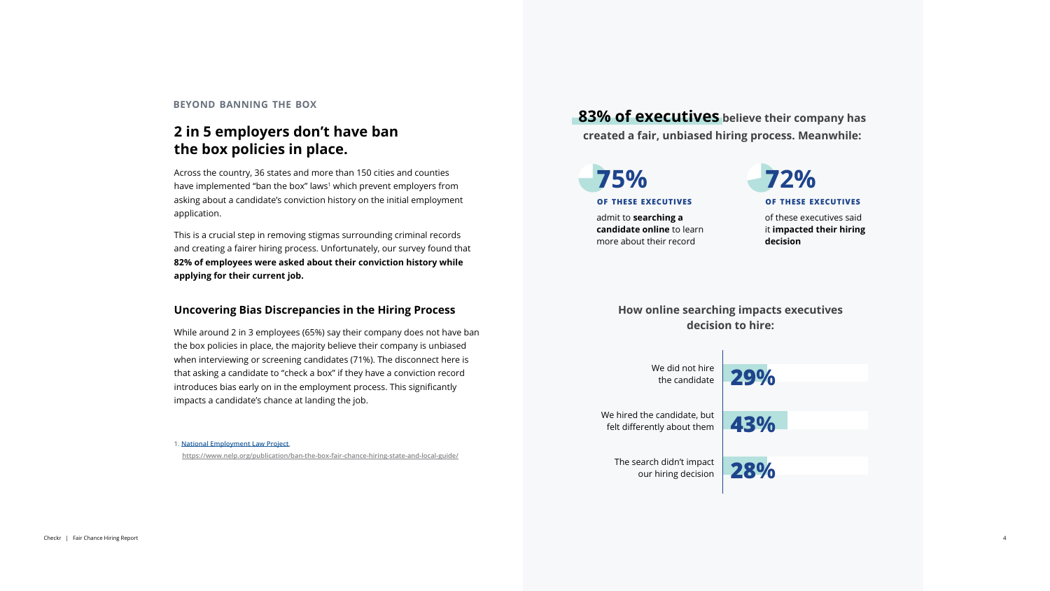BEYOND BANNING THE BOX

## 2 in 5 employers don't have ban the box policies in place.

Across the country, 36 states and more than 150 cities and counties have implemented "ban the box" laws[1] which prevent employers from asking about a candidate's conviction history on the initial employment application.

This is a crucial step in removing stigmas surrounding criminal records and creating a fairer hiring process. Unfortunately, our survey found that **82% of employees were asked about their conviction history while applying for their current job.**

### Uncovering Bias Discrepancies in the Hiring Process

While around 2 in 3 employees (65%) say their company does not have ban the box policies in place, the majority believe their company is unbiased when interviewing or screening candidates (71%). The disconnect here is that asking a candidate to "check a box" if they have a conviction record introduces bias early on in the employment process. This significantly impacts a candidate's chance at landing the job.

1. [National Employment Law Project](https://www.nelp.org/publication/ban-the-box-fair-chance-hiring-state-and-local-guide/), https://www.nelp.org/publication/ban-the-box-fair-chance-hiring-state-and-local-guide/

**83% of executives believe their company has created a fair, unbiased hiring process. Meanwhile:**

**75%**

**OF THESE EXECUTIVES**

admit to **searching a candidate online** to learn more about their record

**72%**

**OF THESE EXECUTIVES**

of these executives said it **impacted their hiring decision**

**How online searching impacts executives decision to hire:**

We did not hire the candidate **29%**

We hired the candidate, but felt differently about them **43%**

The search didn't impact our hiring decision **28%**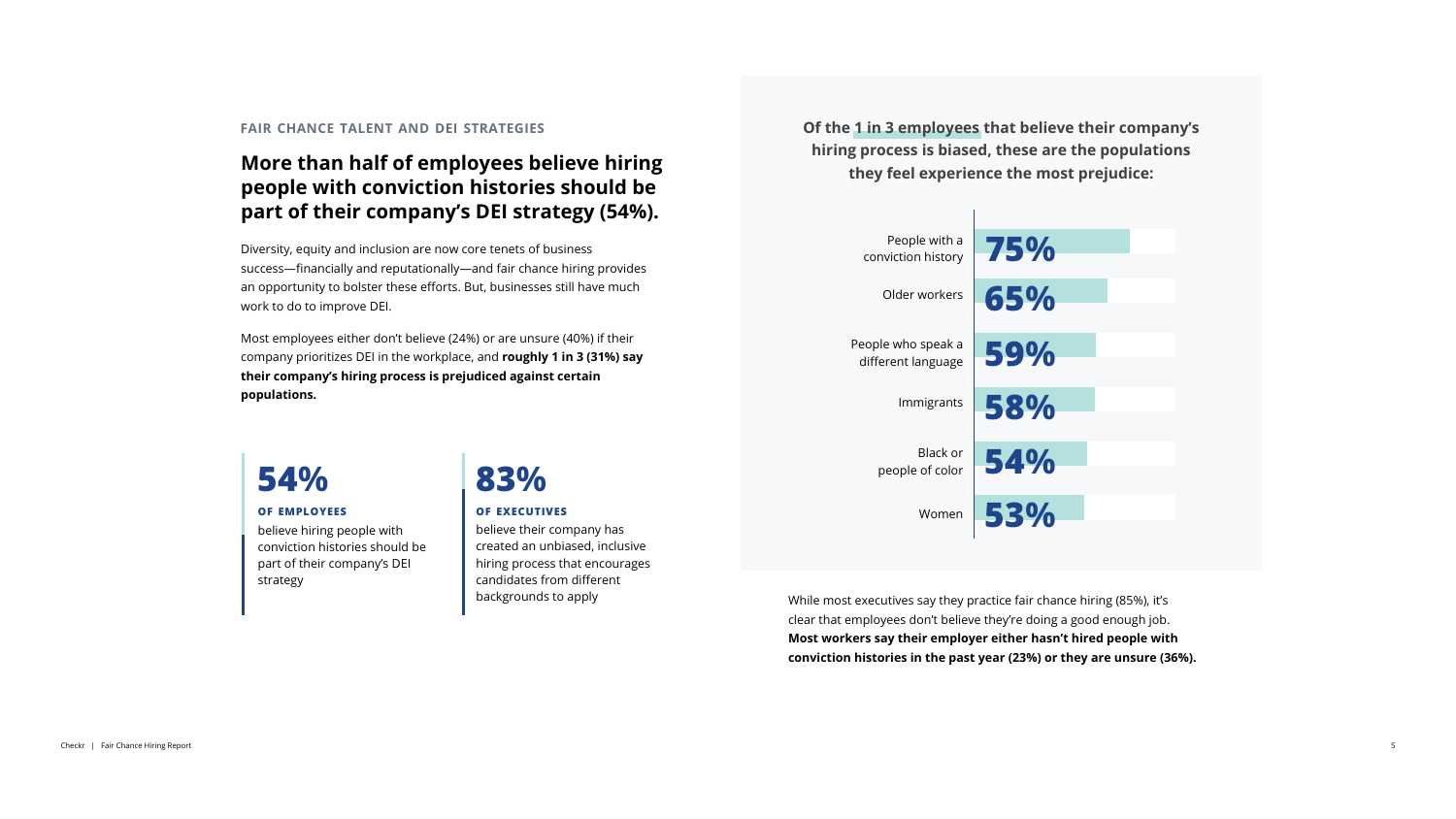FAIR CHANCE TALENT AND DEI STRATEGIES

## More than half of employees believe hiring people with conviction histories should be part of their company's DEI strategy (54%).

Diversity, equity and inclusion are now core tenets of business success—financially and reputationally—and fair chance hiring provides an opportunity to bolster these efforts. But, businesses still have much work to do to improve DEI.

Most employees either don't believe (24%) or are unsure (40%) if their company prioritizes DEI in the workplace, and **roughly 1 in 3 (31%) say their company's hiring process is prejudiced against certain populations.**

**54%**

**OF EMPLOYEES**

believe hiring people with conviction histories should be part of their company's DEI strategy

**83%**

**OF EXECUTIVES**

believe their company has created an unbiased, inclusive hiring process that encourages candidates from different backgrounds to apply

**Of the 1 in 3 employees that believe their company's hiring process is biased, these are the populations they feel experience the most prejudice:**

People with a conviction history 75%

Older workers 65%

People who speak a different language 59%

Immigrants 58%

Black or people of color 54%

Women 53%

While most executives say they practice fair chance hiring (85%), it's clear that employees don't believe they're doing a good enough job. **Most workers say their employer either hasn't hired people with conviction histories in the past year (23%) or they are unsure (36%).**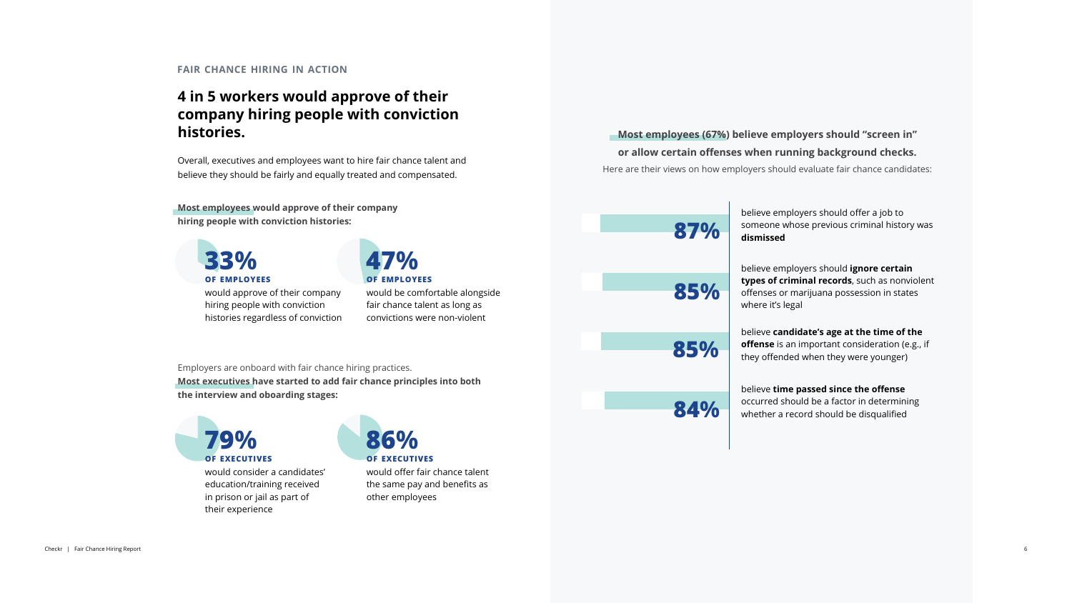FAIR CHANCE HIRING IN ACTION

## 4 in 5 workers would approve of their company hiring people with conviction histories.

Overall, executives and employees want to hire fair chance talent and believe they should be fairly and equally treated and compensated.

**Most employees would approve of their company hiring people with conviction histories:**

**33%**
**OF EMPLOYEES**
would approve of their company hiring people with conviction histories regardless of conviction

**47%**
**OF EMPLOYEES**
would be comfortable alongside fair chance talent as long as convictions were non-violent

Employers are onboard with fair chance hiring practices.
**Most executives have started to add fair chance principles into both the interview and oboarding stages:**

**79%**
**OF EXECUTIVES**
would consider a candidates' education/training received in prison or jail as part of their experience

**86%**
**OF EXECUTIVES**
would offer fair chance talent the same pay and benefits as other employees

**Most employees (67%) believe employers should "screen in" or allow certain offenses when running background checks.**

Here are their views on how employers should evaluate fair chance candidates:

**87%** believe employers should offer a job to someone whose previous criminal history was **dismissed**

**85%** believe employers should **ignore certain types of criminal records**, such as nonviolent offenses or marijuana possession in states where it's legal

**85%** believe **candidate's age at the time of the offense** is an important consideration (e.g., if they offended when they were younger)

**84%** believe **time passed since the offense** occurred should be a factor in determining whether a record should be disqualified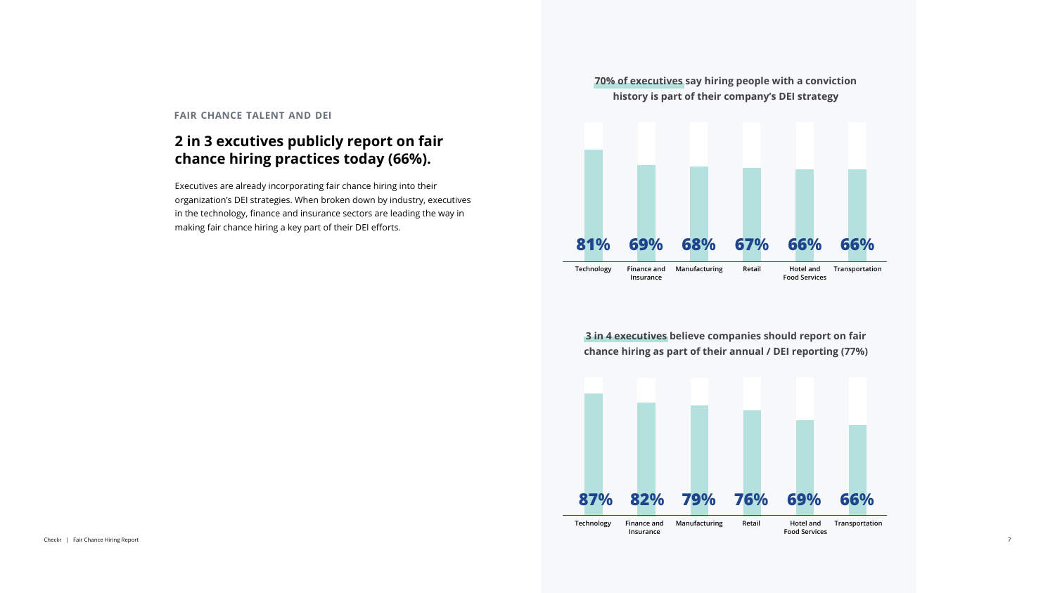FAIR CHANCE TALENT AND DEI

## 2 in 3 excutives publicly report on fair chance hiring practices today (66%).

Executives are already incorporating fair chance hiring into their organization's DEI strategies. When broken down by industry, executives in the technology, finance and insurance sectors are leading the way in making fair chance hiring a key part of their DEI efforts.

**70% of executives say hiring people with a conviction history is part of their company's DEI strategy**

81% Technology
69% Finance and Insurance
68% Manufacturing
67% Retail
66% Hotel and Food Services
66% Transportation

**3 in 4 executives believe companies should report on fair chance hiring as part of their annual / DEI reporting (77%)**

87% Technology
82% Finance and Insurance
79% Manufacturing
76% Retail
69% Hotel and Food Services
66% Transportation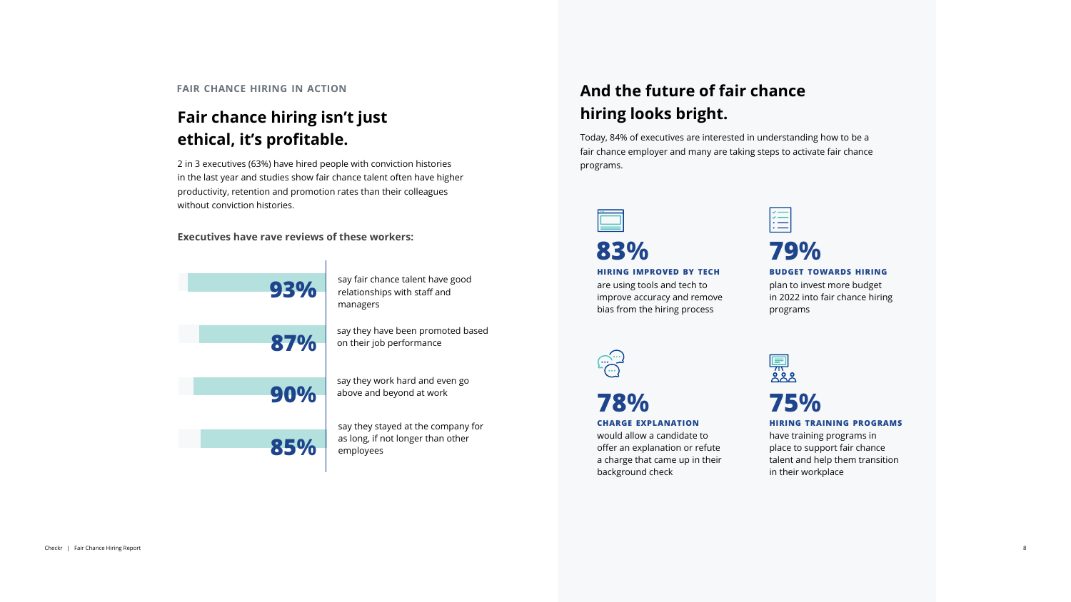FAIR CHANCE HIRING IN ACTION

## Fair chance hiring isn't just ethical, it's profitable.

2 in 3 executives (63%) have hired people with conviction histories in the last year and studies show fair chance talent often have higher productivity, retention and promotion rates than their colleagues without conviction histories.

**Executives have rave reviews of these workers:**

93%
say fair chance talent have good relationships with staff and managers

87%
say they have been promoted based on their job performance

90%
say they work hard and even go above and beyond at work

85%
say they stayed at the company for as long, if not longer than other employees

## And the future of fair chance hiring looks bright.

Today, 84% of executives are interested in understanding how to be a fair chance employer and many are taking steps to activate fair chance programs.

**83%**
**HIRING IMPROVED BY TECH**
are using tools and tech to improve accuracy and remove bias from the hiring process

**79%**
**BUDGET TOWARDS HIRING**
plan to invest more budget in 2022 into fair chance hiring programs

**78%**
**CHARGE EXPLANATION**
would allow a candidate to offer an explanation or refute a charge that came up in their background check

**75%**
**HIRING TRAINING PROGRAMS**
have training programs in place to support fair chance talent and help them transition in their workplace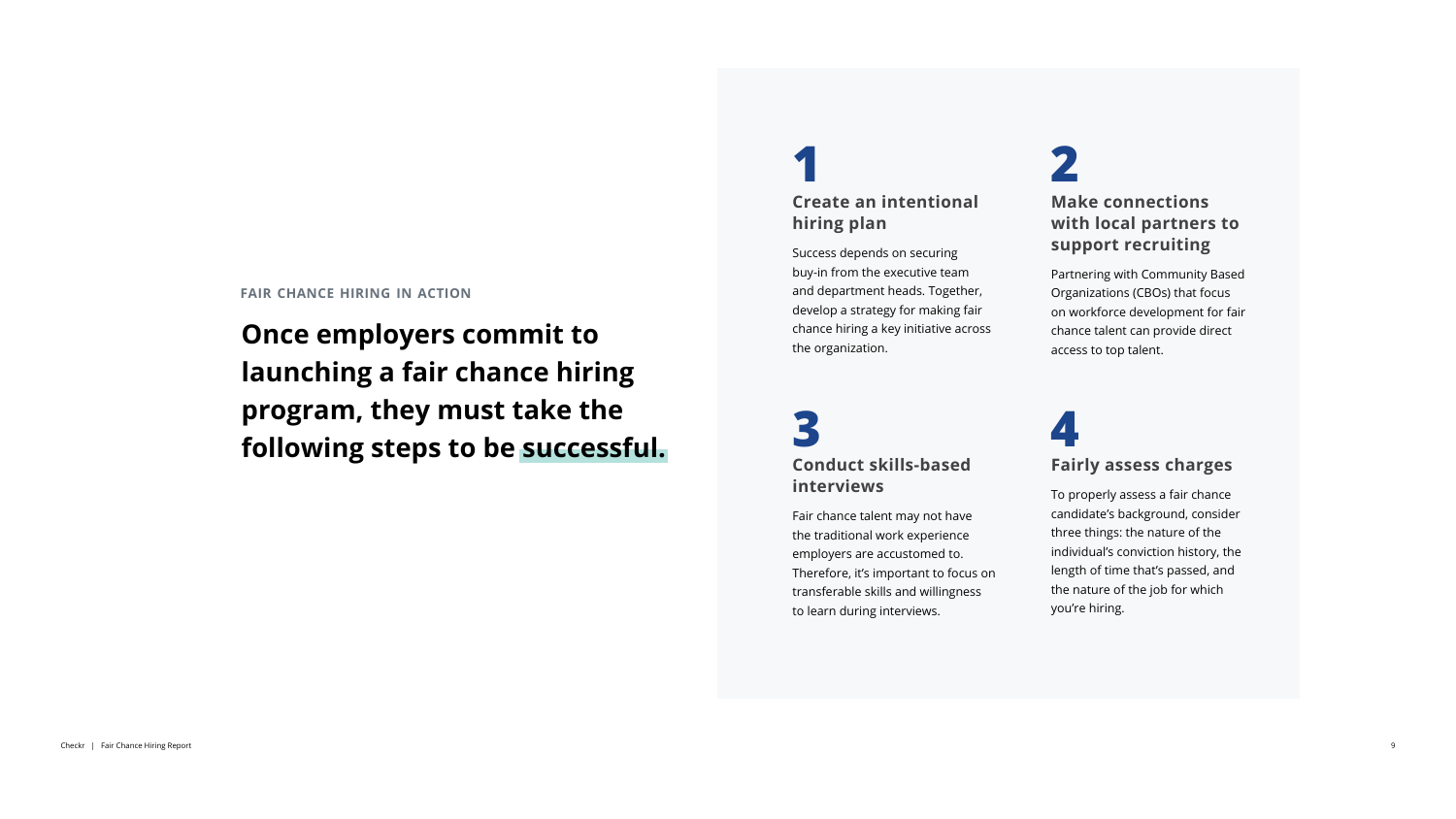FAIR CHANCE HIRING IN ACTION

## Once employers commit to launching a fair chance hiring program, they must take the following steps to be successful.

### 1
### Create an intentional hiring plan

Success depends on securing buy-in from the executive team and department heads. Together, develop a strategy for making fair chance hiring a key initiative across the organization.

### 2
### Make connections with local partners to support recruiting

Partnering with Community Based Organizations (CBOs) that focus on workforce development for fair chance talent can provide direct access to top talent.

### 3
### Conduct skills-based interviews

Fair chance talent may not have the traditional work experience employers are accustomed to. Therefore, it's important to focus on transferable skills and willingness to learn during interviews.

### 4
### Fairly assess charges

To properly assess a fair chance candidate's background, consider three things: the nature of the individual's conviction history, the length of time that's passed, and the nature of the job for which you're hiring.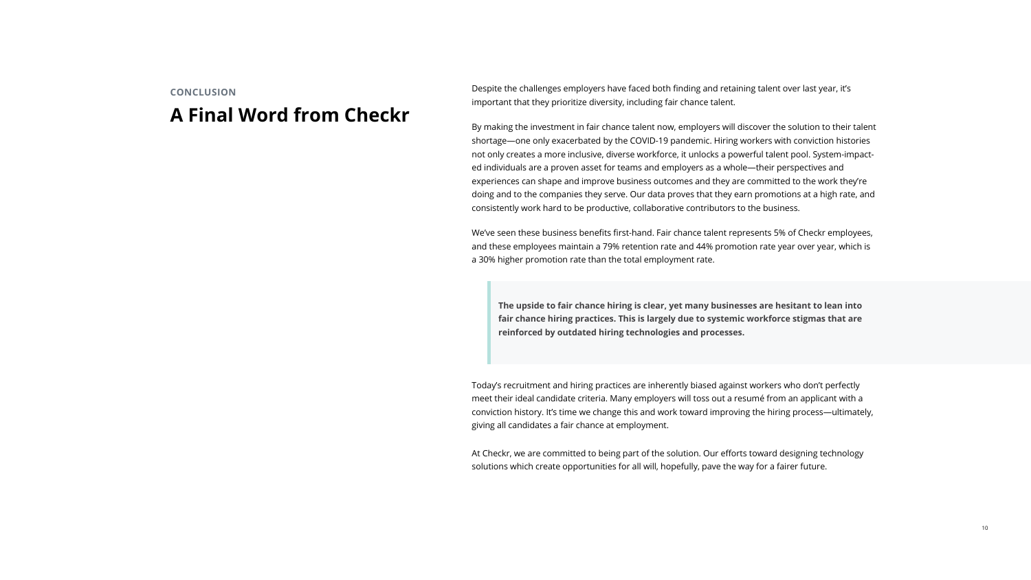CONCLUSION

# A Final Word from Checkr

Despite the challenges employers have faced both finding and retaining talent over last year, it's important that they prioritize diversity, including fair chance talent.

By making the investment in fair chance talent now, employers will discover the solution to their talent shortage—one only exacerbated by the COVID-19 pandemic. Hiring workers with conviction histories not only creates a more inclusive, diverse workforce, it unlocks a powerful talent pool. System-impacted individuals are a proven asset for teams and employers as a whole—their perspectives and experiences can shape and improve business outcomes and they are committed to the work they're doing and to the companies they serve. Our data proves that they earn promotions at a high rate, and consistently work hard to be productive, collaborative contributors to the business.

We've seen these business benefits first-hand. Fair chance talent represents 5% of Checkr employees, and these employees maintain a 79% retention rate and 44% promotion rate year over year, which is a 30% higher promotion rate than the total employment rate.

> **The upside to fair chance hiring is clear, yet many businesses are hesitant to lean into fair chance hiring practices. This is largely due to systemic workforce stigmas that are reinforced by outdated hiring technologies and processes.**

Today's recruitment and hiring practices are inherently biased against workers who don't perfectly meet their ideal candidate criteria. Many employers will toss out a resumé from an applicant with a conviction history. It's time we change this and work toward improving the hiring process—ultimately, giving all candidates a fair chance at employment.

At Checkr, we are committed to being part of the solution. Our efforts toward designing technology solutions which create opportunities for all will, hopefully, pave the way for a fairer future.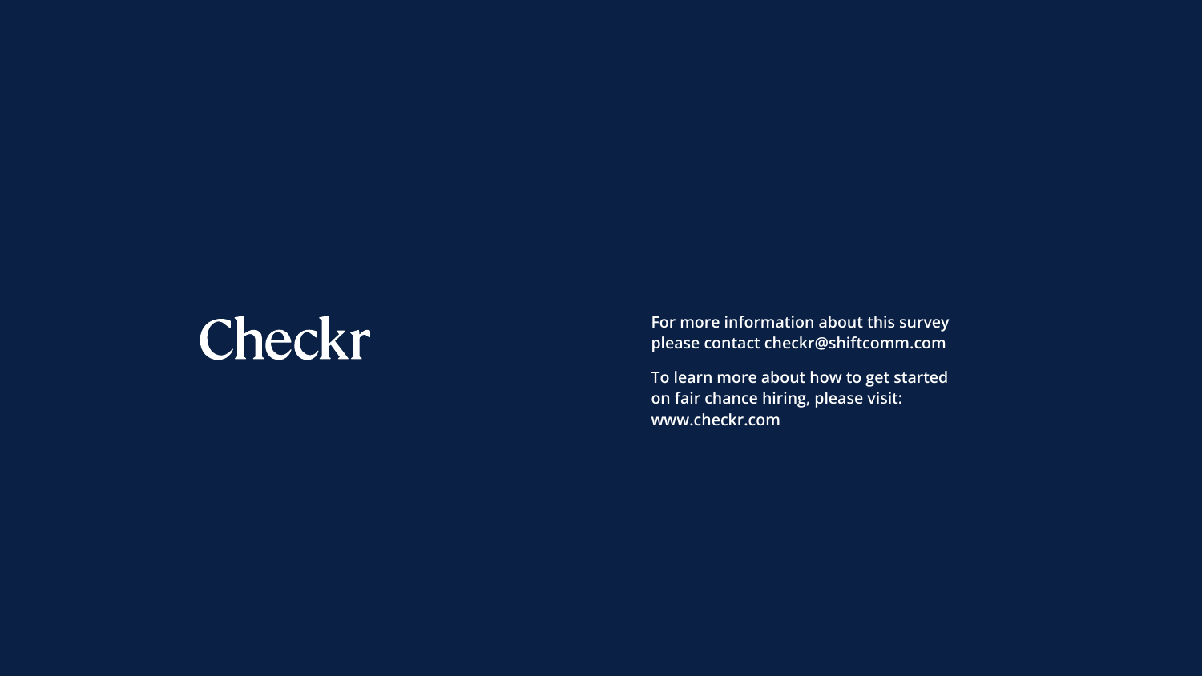Checkr

**For more information about this survey please contact checkr@shiftcomm.com**

**To learn more about how to get started on fair chance hiring, please visit: www.checkr.com**